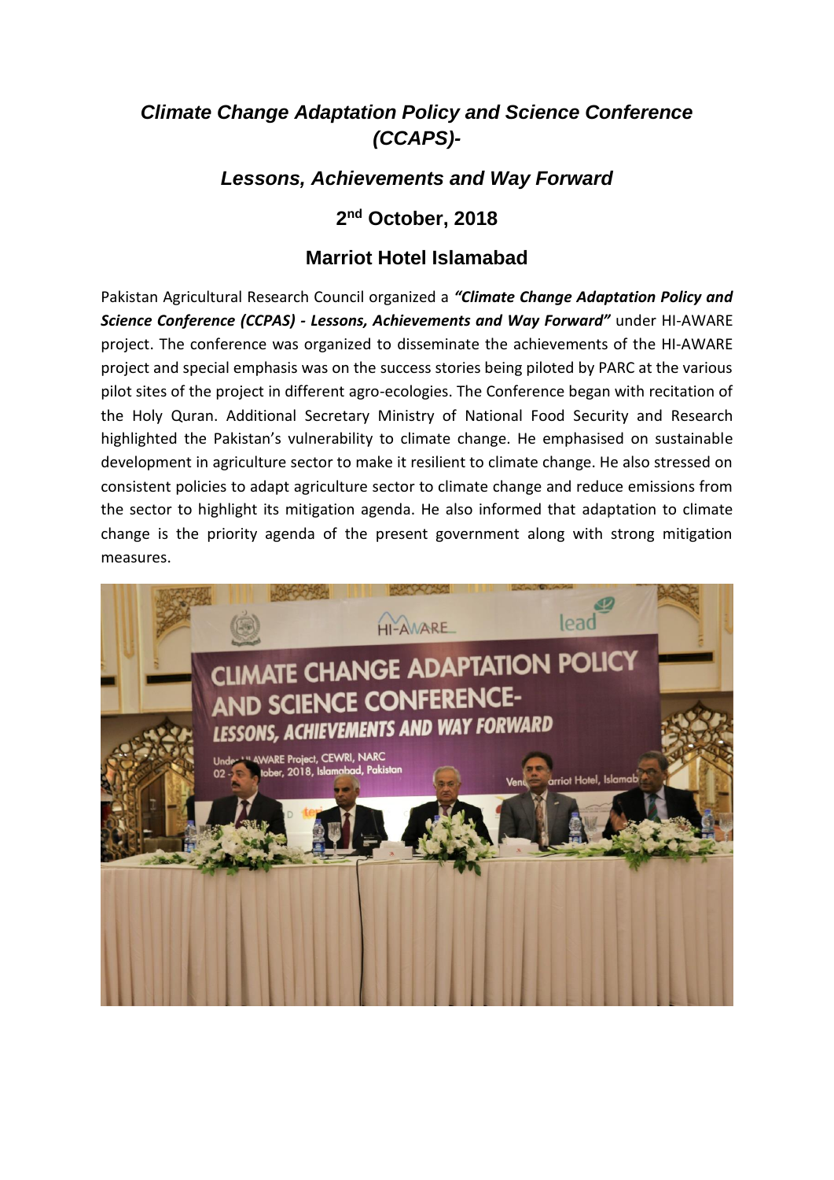# *Climate Change Adaptation Policy and Science Conference (CCAPS)-*

## *Lessons, Achievements and Way Forward*

### 2nd October, 2018

### Marriot Hotel Islamabad

Pakistan Agricultural Research Council organized a ***"Climate Change Adaptation Policy and Science Conference (CCPAS) - Lessons, Achievements and Way Forward"*** under HI-AWARE project. The conference was organized to disseminate the achievements of the HI-AWARE project and special emphasis was on the success stories being piloted by PARC at the various pilot sites of the project in different agro-ecologies. The Conference began with recitation of the Holy Quran. Additional Secretary Ministry of National Food Security and Research highlighted the Pakistan's vulnerability to climate change. He emphasised on sustainable development in agriculture sector to make it resilient to climate change. He also stressed on consistent policies to adapt agriculture sector to climate change and reduce emissions from the sector to highlight its mitigation agenda. He also informed that adaptation to climate change is the priority agenda of the present government along with strong mitigation measures.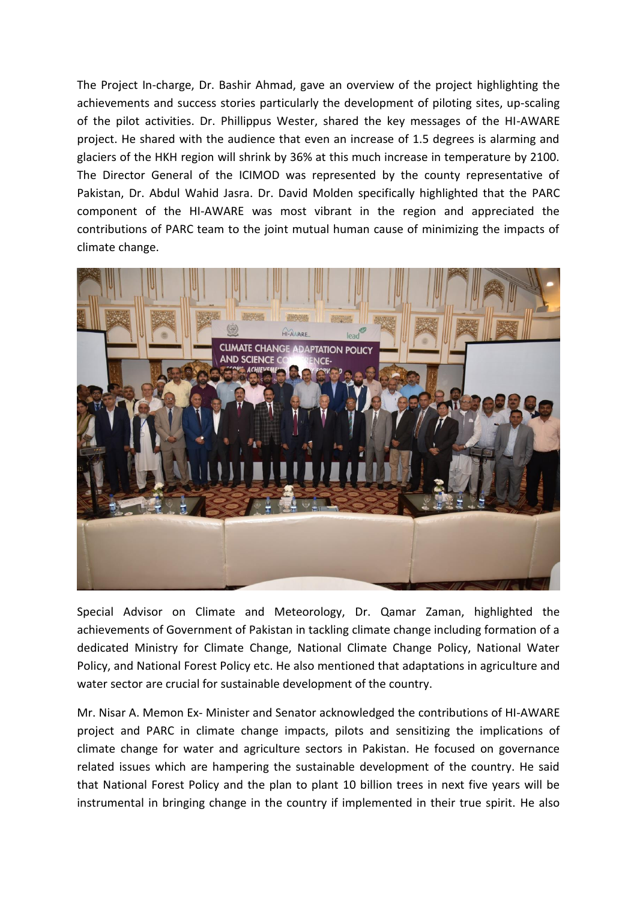The Project In-charge, Dr. Bashir Ahmad, gave an overview of the project highlighting the achievements and success stories particularly the development of piloting sites, up-scaling of the pilot activities. Dr. Phillippus Wester, shared the key messages of the HI-AWARE project. He shared with the audience that even an increase of 1.5 degrees is alarming and glaciers of the HKH region will shrink by 36% at this much increase in temperature by 2100. The Director General of the ICIMOD was represented by the county representative of Pakistan, Dr. Abdul Wahid Jasra. Dr. David Molden specifically highlighted that the PARC component of the HI-AWARE was most vibrant in the region and appreciated the contributions of PARC team to the joint mutual human cause of minimizing the impacts of climate change.

Special Advisor on Climate and Meteorology, Dr. Qamar Zaman, highlighted the achievements of Government of Pakistan in tackling climate change including formation of a dedicated Ministry for Climate Change, National Climate Change Policy, National Water Policy, and National Forest Policy etc. He also mentioned that adaptations in agriculture and water sector are crucial for sustainable development of the country.

Mr. Nisar A. Memon Ex- Minister and Senator acknowledged the contributions of HI-AWARE project and PARC in climate change impacts, pilots and sensitizing the implications of climate change for water and agriculture sectors in Pakistan. He focused on governance related issues which are hampering the sustainable development of the country. He said that National Forest Policy and the plan to plant 10 billion trees in next five years will be instrumental in bringing change in the country if implemented in their true spirit. He also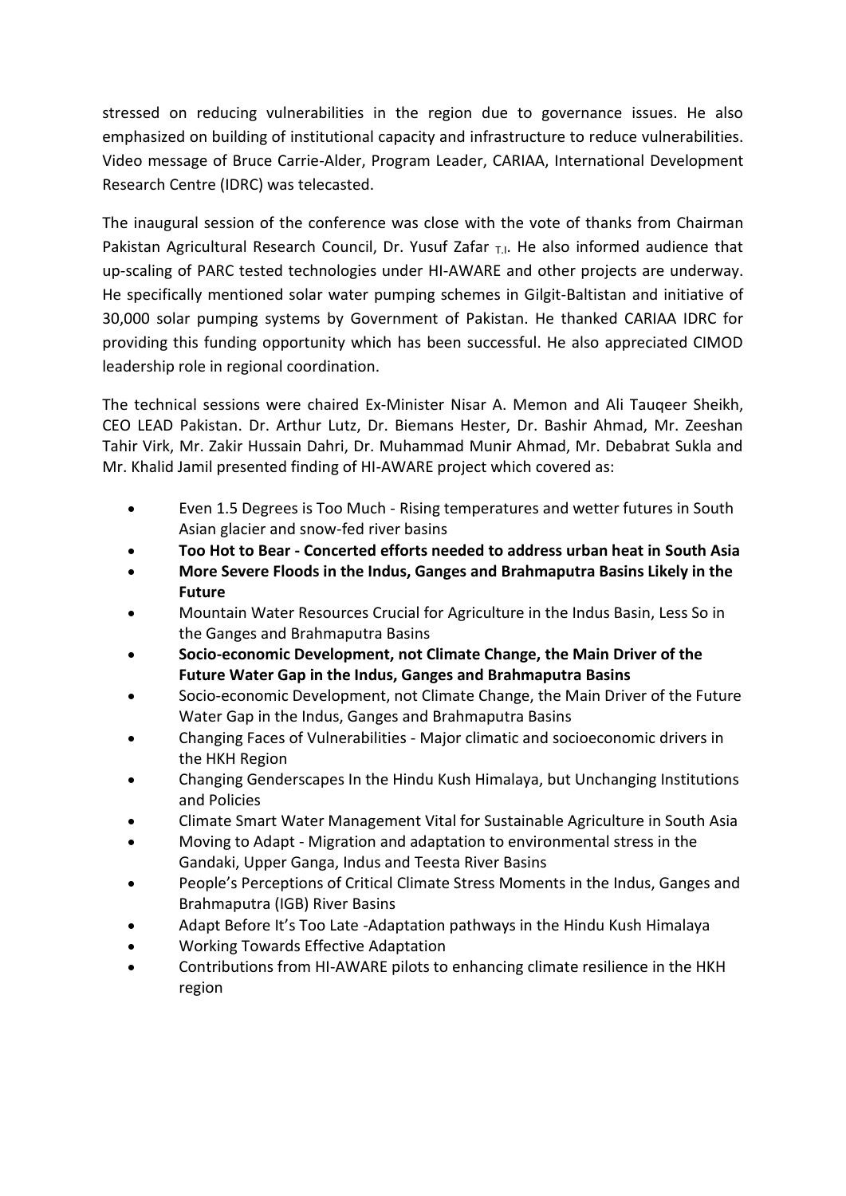stressed on reducing vulnerabilities in the region due to governance issues. He also emphasized on building of institutional capacity and infrastructure to reduce vulnerabilities. Video message of Bruce Carrie-Alder, Program Leader, CARIAA, International Development Research Centre (IDRC) was telecasted.

The inaugural session of the conference was close with the vote of thanks from Chairman Pakistan Agricultural Research Council, Dr. Yusuf Zafar $_{T.I}$. He also informed audience that up-scaling of PARC tested technologies under HI-AWARE and other projects are underway. He specifically mentioned solar water pumping schemes in Gilgit-Baltistan and initiative of 30,000 solar pumping systems by Government of Pakistan. He thanked CARIAA IDRC for providing this funding opportunity which has been successful. He also appreciated CIMOD leadership role in regional coordination.

The technical sessions were chaired Ex-Minister Nisar A. Memon and Ali Tauqeer Sheikh, CEO LEAD Pakistan. Dr. Arthur Lutz, Dr. Biemans Hester, Dr. Bashir Ahmad, Mr. Zeeshan Tahir Virk, Mr. Zakir Hussain Dahri, Dr. Muhammad Munir Ahmad, Mr. Debabrat Sukla and Mr. Khalid Jamil presented finding of HI-AWARE project which covered as:

- Even 1.5 Degrees is Too Much - Rising temperatures and wetter futures in South Asian glacier and snow-fed river basins
- **Too Hot to Bear - Concerted efforts needed to address urban heat in South Asia**
- **More Severe Floods in the Indus, Ganges and Brahmaputra Basins Likely in the Future**
- Mountain Water Resources Crucial for Agriculture in the Indus Basin, Less So in the Ganges and Brahmaputra Basins
- **Socio-economic Development, not Climate Change, the Main Driver of the Future Water Gap in the Indus, Ganges and Brahmaputra Basins**
- Socio-economic Development, not Climate Change, the Main Driver of the Future Water Gap in the Indus, Ganges and Brahmaputra Basins
- Changing Faces of Vulnerabilities - Major climatic and socioeconomic drivers in the HKH Region
- Changing Genderscapes In the Hindu Kush Himalaya, but Unchanging Institutions and Policies
- Climate Smart Water Management Vital for Sustainable Agriculture in South Asia
- Moving to Adapt - Migration and adaptation to environmental stress in the Gandaki, Upper Ganga, Indus and Teesta River Basins
- People's Perceptions of Critical Climate Stress Moments in the Indus, Ganges and Brahmaputra (IGB) River Basins
- Adapt Before It's Too Late -Adaptation pathways in the Hindu Kush Himalaya
- Working Towards Effective Adaptation
- Contributions from HI-AWARE pilots to enhancing climate resilience in the HKH region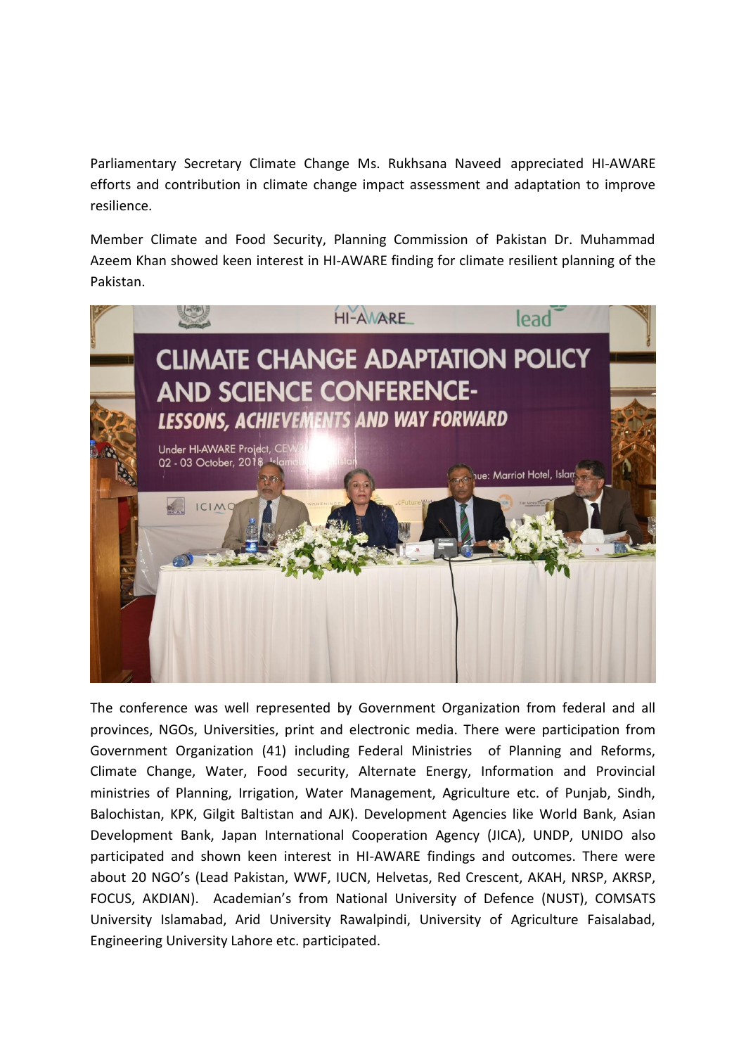Parliamentary Secretary Climate Change Ms. Rukhsana Naveed appreciated HI-AWARE efforts and contribution in climate change impact assessment and adaptation to improve resilience.

Member Climate and Food Security, Planning Commission of Pakistan Dr. Muhammad Azeem Khan showed keen interest in HI-AWARE finding for climate resilient planning of the Pakistan.

The conference was well represented by Government Organization from federal and all provinces, NGOs, Universities, print and electronic media. There were participation from Government Organization (41) including Federal Ministries of Planning and Reforms, Climate Change, Water, Food security, Alternate Energy, Information and Provincial ministries of Planning, Irrigation, Water Management, Agriculture etc. of Punjab, Sindh, Balochistan, KPK, Gilgit Baltistan and AJK). Development Agencies like World Bank, Asian Development Bank, Japan International Cooperation Agency (JICA), UNDP, UNIDO also participated and shown keen interest in HI-AWARE findings and outcomes. There were about 20 NGO's (Lead Pakistan, WWF, IUCN, Helvetas, Red Crescent, AKAH, NRSP, AKRSP, FOCUS, AKDIAN). Academian's from National University of Defence (NUST), COMSATS University Islamabad, Arid University Rawalpindi, University of Agriculture Faisalabad, Engineering University Lahore etc. participated.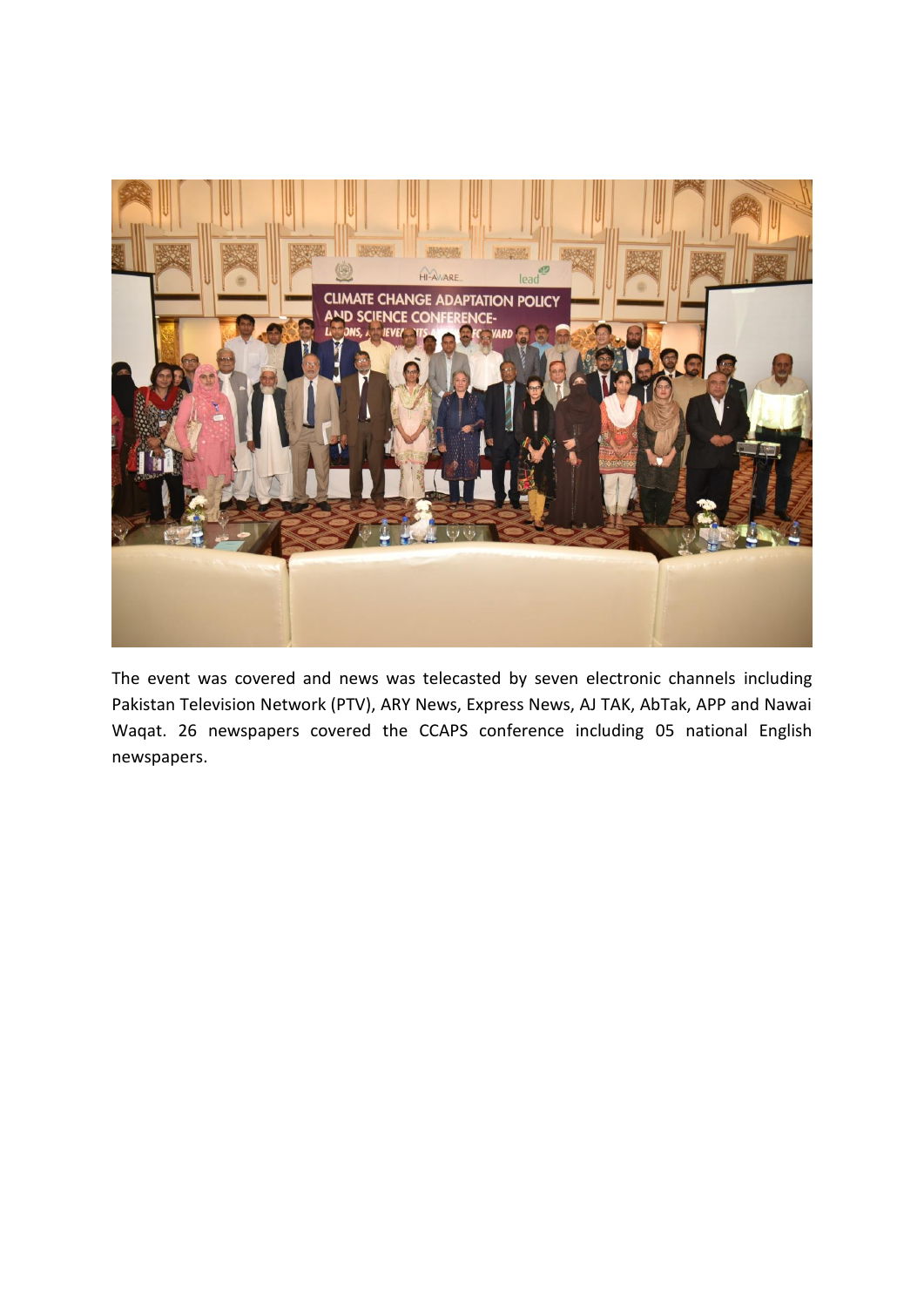The event was covered and news was telecasted by seven electronic channels including Pakistan Television Network (PTV), ARY News, Express News, AJ TAK, AbTak, APP and Nawai Waqat. 26 newspapers covered the CCAPS conference including 05 national English newspapers.